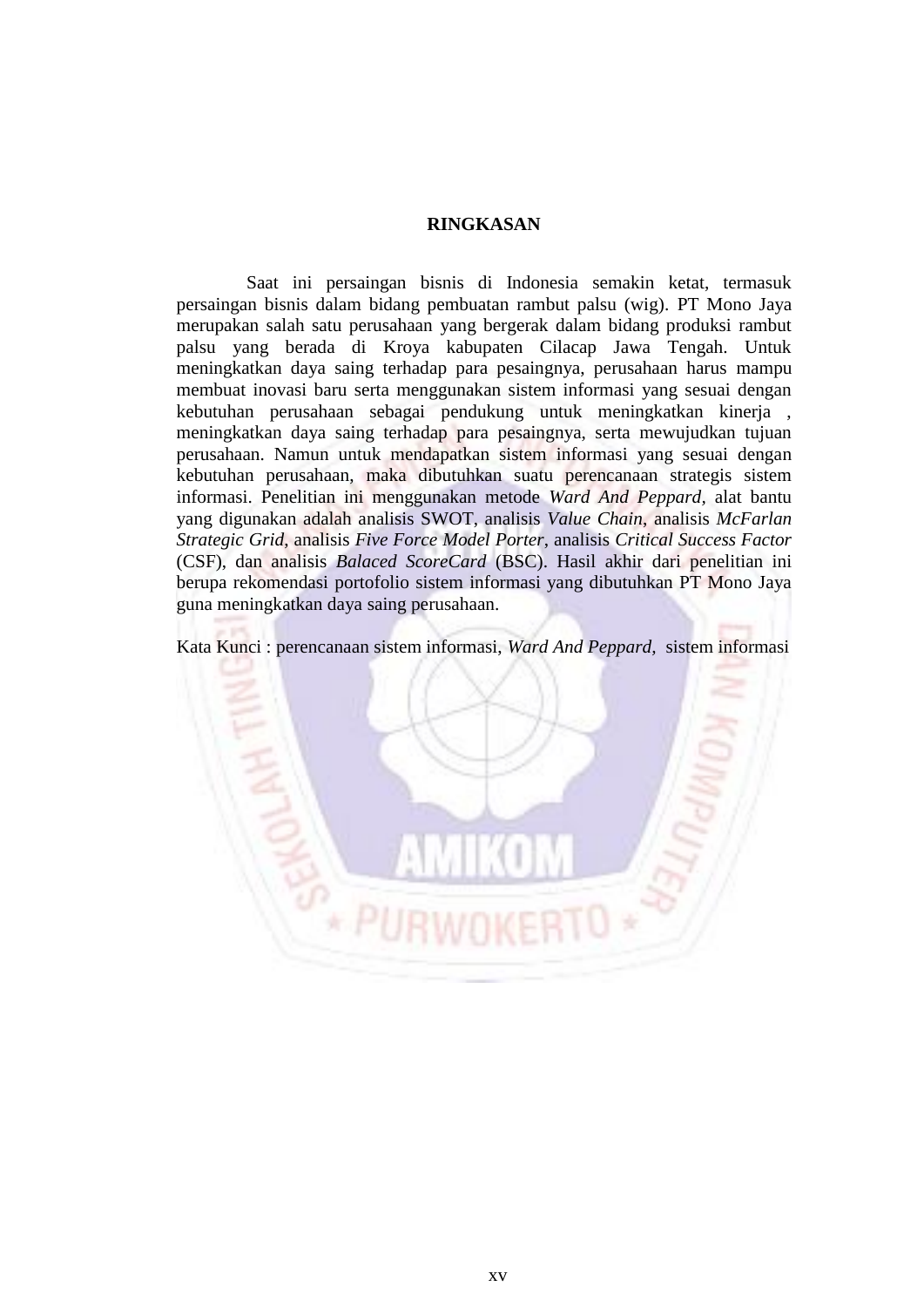# RINGKASAN

Saat ini persaingan bisnis di Indonesia semakin ketat, termasuk persaingan bisnis dalam bidang pembuatan rambut palsu (wig). PT Mono Jaya merupakan salah satu perusahaan yang bergerak dalam bidang produksi rambut palsu yang berada di Kroya kabupaten Cilacap Jawa Tengah. Untuk meningkatkan daya saing terhadap para pesaingnya, perusahaan harus mampu membuat inovasi baru serta menggunakan sistem informasi yang sesuai dengan kebutuhan perusahaan sebagai pendukung untuk meningkatkan kinerja , meningkatkan daya saing terhadap para pesaingnya, serta mewujudkan tujuan perusahaan. Namun untuk mendapatkan sistem informasi yang sesuai dengan kebutuhan perusahaan, maka dibutuhkan suatu perencanaan strategis sistem informasi. Penelitian ini menggunakan metode *Ward And Peppard*, alat bantu yang digunakan adalah analisis SWOT, analisis *Value Chain*, analisis *McFarlan Strategic Grid*, analisis *Five Force Model Porter*, analisis *Critical Success Factor* (CSF), dan analisis *Balaced ScoreCard* (BSC). Hasil akhir dari penelitian ini berupa rekomendasi portofolio sistem informasi yang dibutuhkan PT Mono Jaya guna meningkatkan daya saing perusahaan.

Kata Kunci : perencanaan sistem informasi, *Ward And Peppard*, sistem informasi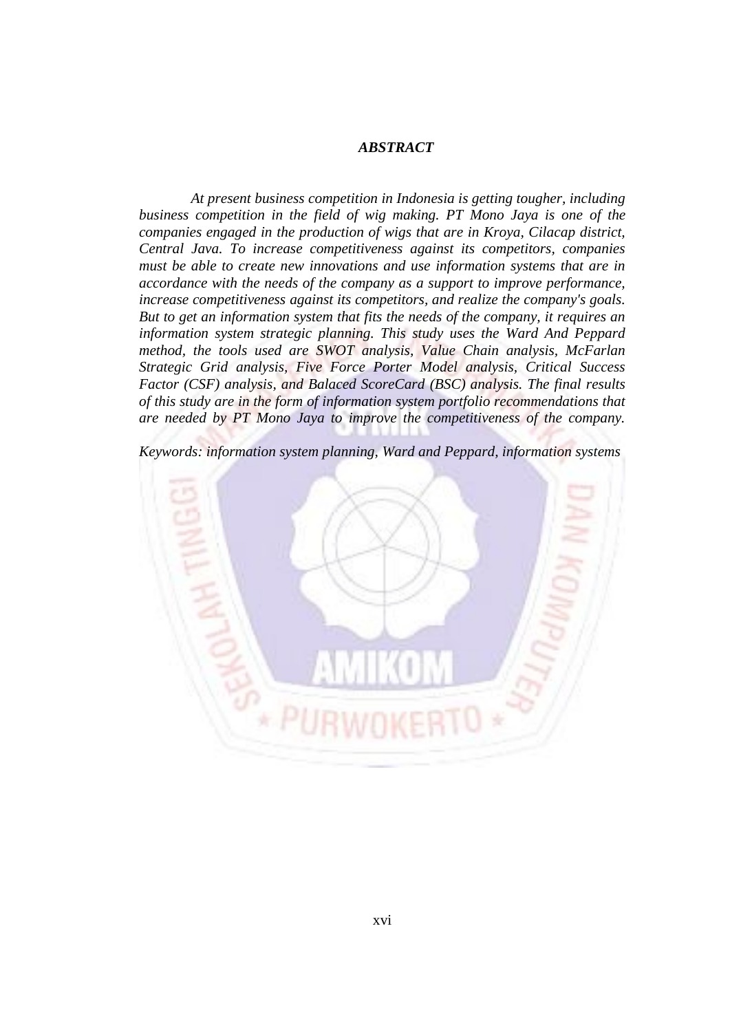# *ABSTRACT*

*At present business competition in Indonesia is getting tougher, including business competition in the field of wig making. PT Mono Jaya is one of the companies engaged in the production of wigs that are in Kroya, Cilacap district, Central Java. To increase competitiveness against its competitors, companies must be able to create new innovations and use information systems that are in accordance with the needs of the company as a support to improve performance, increase competitiveness against its competitors, and realize the company's goals. But to get an information system that fits the needs of the company, it requires an information system strategic planning. This study uses the Ward And Peppard method, the tools used are SWOT analysis, Value Chain analysis, McFarlan Strategic Grid analysis, Five Force Porter Model analysis, Critical Success Factor (CSF) analysis, and Balaced ScoreCard (BSC) analysis. The final results of this study are in the form of information system portfolio recommendations that are needed by PT Mono Jaya to improve the competitiveness of the company.*

*Keywords: information system planning, Ward and Peppard, information systems*